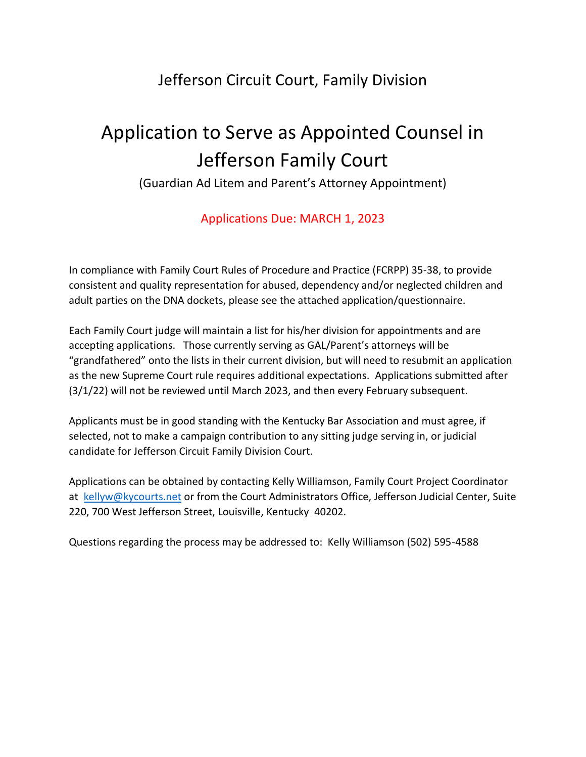# Jefferson Circuit Court, Family Division

# Application to Serve as Appointed Counsel in Jefferson Family Court

(Guardian Ad Litem and Parent's Attorney Appointment)

Applications Due: MARCH 1, 2023

In compliance with Family Court Rules of Procedure and Practice (FCRPP) 35-38, to provide consistent and quality representation for abused, dependency and/or neglected children and adult parties on the DNA dockets, please see the attached application/questionnaire.

Each Family Court judge will maintain a list for his/her division for appointments and are accepting applications. Those currently serving as GAL/Parent's attorneys will be "grandfathered" onto the lists in their current division, but will need to resubmit an application as the new Supreme Court rule requires additional expectations. Applications submitted after (3/1/22) will not be reviewed until March 2023, and then every February subsequent.

Applicants must be in good standing with the Kentucky Bar Association and must agree, if selected, not to make a campaign contribution to any sitting judge serving in, or judicial candidate for Jefferson Circuit Family Division Court.

Applications can be obtained by contacting Kelly Williamson, Family Court Project Coordinator at kellyw@kycourts.net or from the Court Administrators Office, Jefferson Judicial Center, Suite 220, 700 West Jefferson Street, Louisville, Kentucky 40202.

Questions regarding the process may be addressed to: Kelly Williamson (502) 595-4588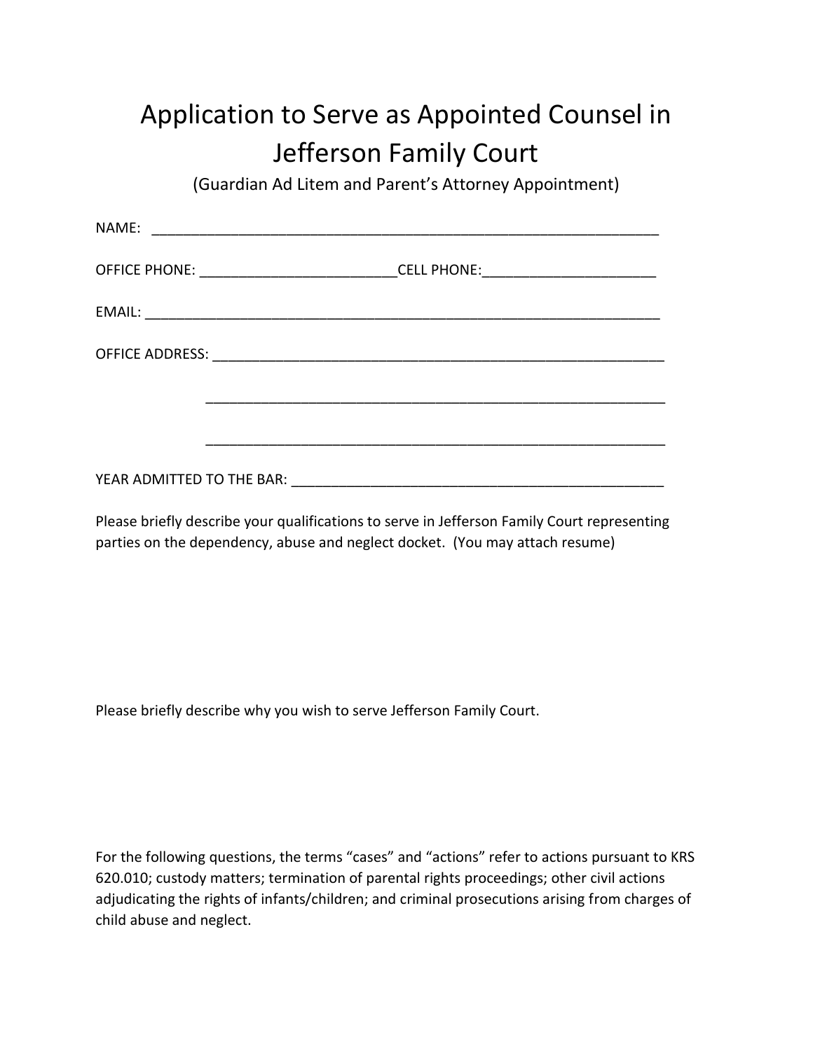# Application to Serve as Appointed Counsel in Jefferson Family Court

(Guardian Ad Litem and Parent's Attorney Appointment)

NAME: ________________________________________________________________

OFFICE PHONE: _________________________ CELL PHONE: ______________________

EMAIL: _________________________________________________________________

OFFICE ADDRESS: ________________________________________________________

________________________________________________________

________________________________________________________

YEAR ADMITTED TO THE BAR: ______________________________________________

Please briefly describe your qualifications to serve in Jefferson Family Court representing parties on the dependency, abuse and neglect docket. (You may attach resume)

Please briefly describe why you wish to serve Jefferson Family Court.

For the following questions, the terms "cases" and "actions" refer to actions pursuant to KRS 620.010; custody matters; termination of parental rights proceedings; other civil actions adjudicating the rights of infants/children; and criminal prosecutions arising from charges of child abuse and neglect.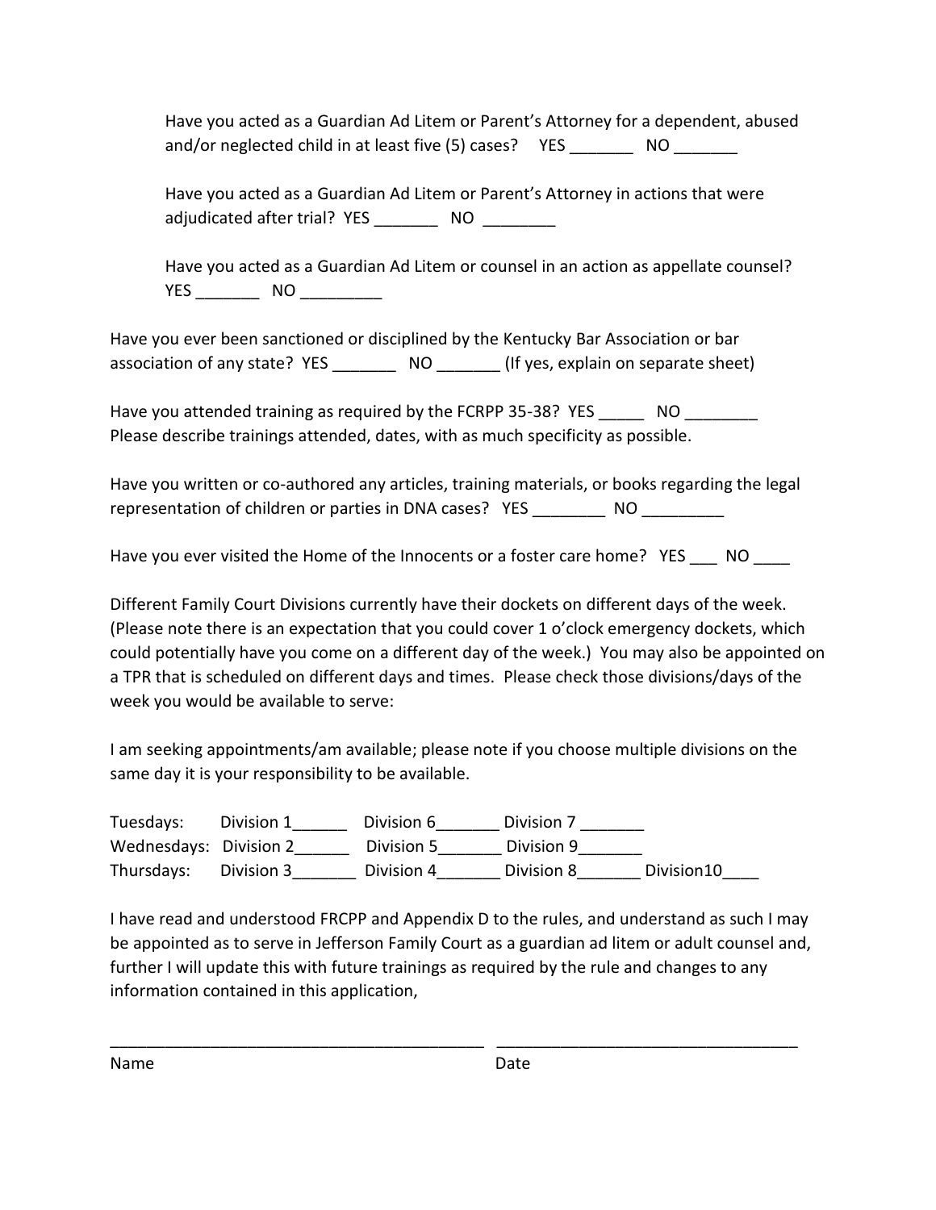Have you acted as a Guardian Ad Litem or Parent's Attorney for a dependent, abused and/or neglected child in at least five (5) cases? YES _______ NO _______

Have you acted as a Guardian Ad Litem or Parent's Attorney in actions that were adjudicated after trial? YES _______ NO ________

Have you acted as a Guardian Ad Litem or counsel in an action as appellate counsel? YES _______ NO _________

Have you ever been sanctioned or disciplined by the Kentucky Bar Association or bar association of any state? YES _______ NO _______ (If yes, explain on separate sheet)

Have you attended training as required by the FCRPP 35-38? YES _____ NO ________
Please describe trainings attended, dates, with as much specificity as possible.

Have you written or co-authored any articles, training materials, or books regarding the legal representation of children or parties in DNA cases? YES ________ NO _________

Have you ever visited the Home of the Innocents or a foster care home? YES ___ NO ____

Different Family Court Divisions currently have their dockets on different days of the week. (Please note there is an expectation that you could cover 1 o'clock emergency dockets, which could potentially have you come on a different day of the week.) You may also be appointed on a TPR that is scheduled on different days and times. Please check those divisions/days of the week you would be available to serve:

I am seeking appointments/am available; please note if you choose multiple divisions on the same day it is your responsibility to be available.

| | | | | |
|---|---|---|---|---|
| Tuesdays: | Division 1______ | Division 6_______ | Division 7 _______ | |
| Wednesdays: | Division 2______ | Division 5_______ | Division 9_______ | |
| Thursdays: | Division 3_______ | Division 4_______ | Division 8_______ | Division10____ |

I have read and understood FRCPP and Appendix D to the rules, and understand as such I may be appointed as to serve in Jefferson Family Court as a guardian ad litem or adult counsel and, further I will update this with future trainings as required by the rule and changes to any information contained in this application,

_________________________________________ _________________________________

Name Date